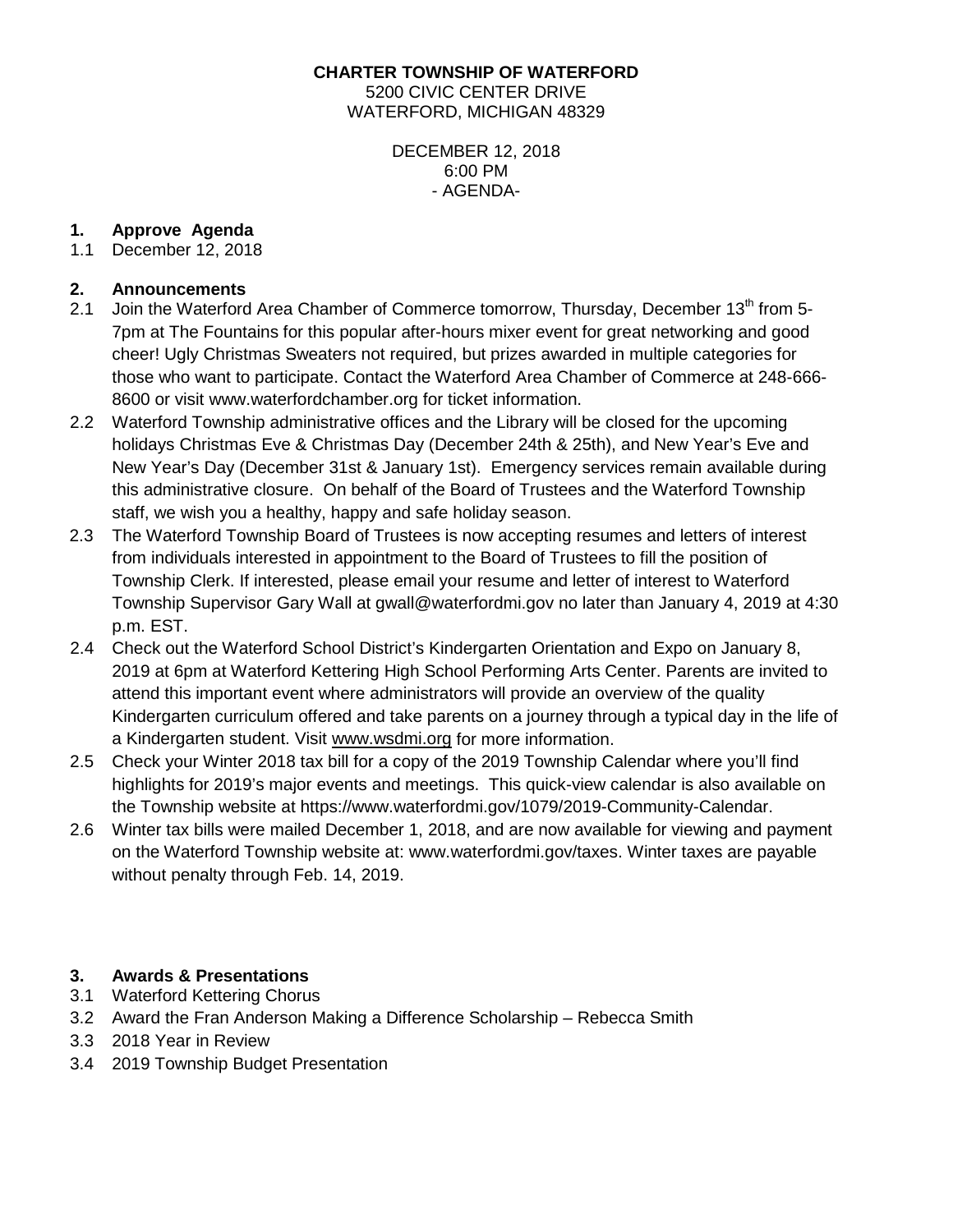**CHARTER TOWNSHIP OF WATERFORD**
5200 CIVIC CENTER DRIVE
WATERFORD, MICHIGAN 48329

DECEMBER 12, 2018
6:00 PM
\- AGENDA-

## 1. Approve Agenda

1.1 December 12, 2018

## 2. Announcements

2.1 Join the Waterford Area Chamber of Commerce tomorrow, Thursday, December 13th from 5-7pm at The Fountains for this popular after-hours mixer event for great networking and good cheer! Ugly Christmas Sweaters not required, but prizes awarded in multiple categories for those who want to participate. Contact the Waterford Area Chamber of Commerce at 248-666-8600 or visit www.waterfordchamber.org for ticket information.

2.2 Waterford Township administrative offices and the Library will be closed for the upcoming holidays Christmas Eve & Christmas Day (December 24th & 25th), and New Year's Eve and New Year's Day (December 31st & January 1st). Emergency services remain available during this administrative closure. On behalf of the Board of Trustees and the Waterford Township staff, we wish you a healthy, happy and safe holiday season.

2.3 The Waterford Township Board of Trustees is now accepting resumes and letters of interest from individuals interested in appointment to the Board of Trustees to fill the position of Township Clerk. If interested, please email your resume and letter of interest to Waterford Township Supervisor Gary Wall at gwall@waterfordmi.gov no later than January 4, 2019 at 4:30 p.m. EST.

2.4 Check out the Waterford School District's Kindergarten Orientation and Expo on January 8, 2019 at 6pm at Waterford Kettering High School Performing Arts Center. Parents are invited to attend this important event where administrators will provide an overview of the quality Kindergarten curriculum offered and take parents on a journey through a typical day in the life of a Kindergarten student. Visit www.wsdmi.org for more information.

2.5 Check your Winter 2018 tax bill for a copy of the 2019 Township Calendar where you'll find highlights for 2019's major events and meetings. This quick-view calendar is also available on the Township website at https://www.waterfordmi.gov/1079/2019-Community-Calendar.

2.6 Winter tax bills were mailed December 1, 2018, and are now available for viewing and payment on the Waterford Township website at: www.waterfordmi.gov/taxes. Winter taxes are payable without penalty through Feb. 14, 2019.

## 3. Awards & Presentations

3.1 Waterford Kettering Chorus

3.2 Award the Fran Anderson Making a Difference Scholarship – Rebecca Smith

3.3 2018 Year in Review

3.4 2019 Township Budget Presentation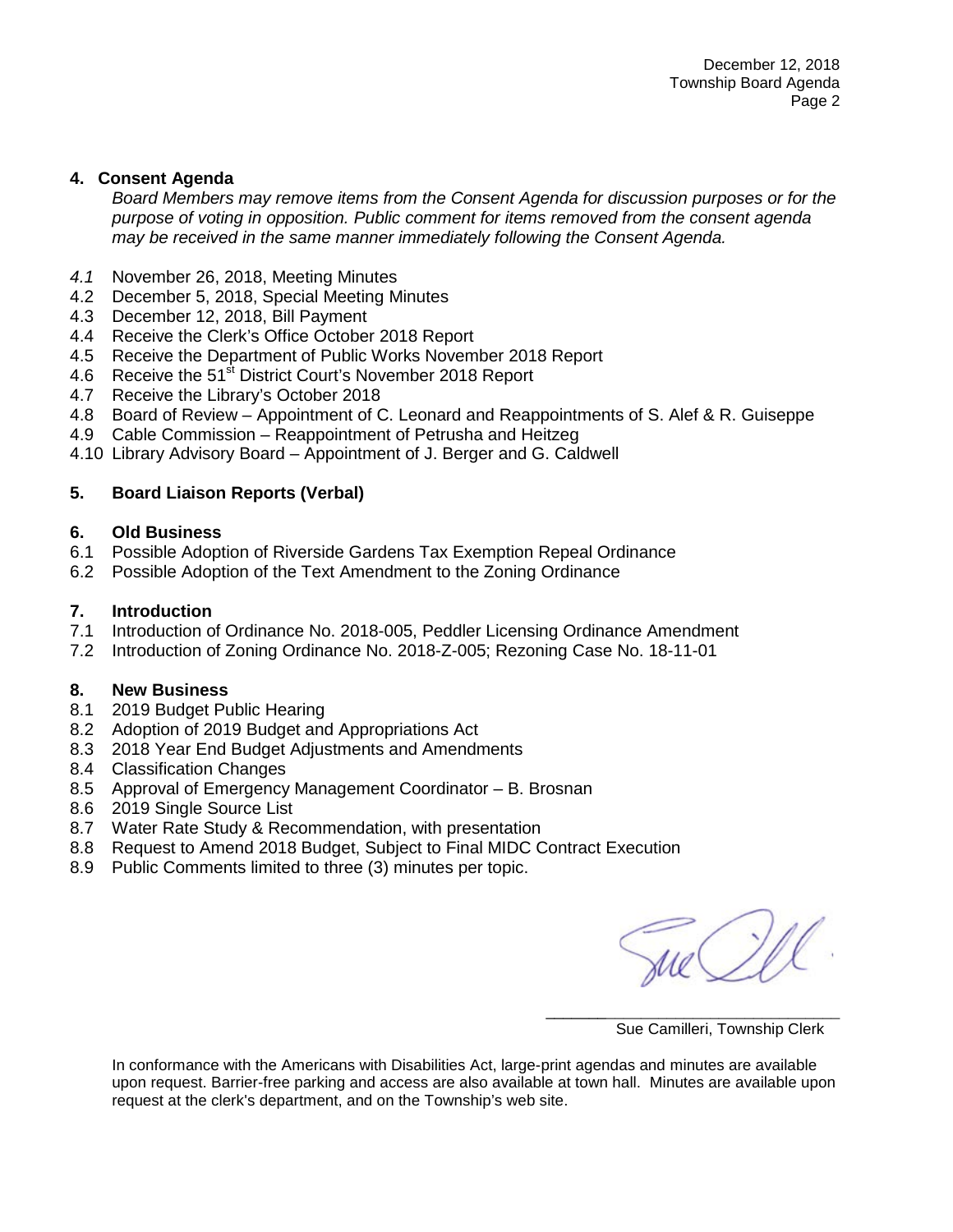## 4. Consent Agenda

*Board Members may remove items from the Consent Agenda for discussion purposes or for the purpose of voting in opposition. Public comment for items removed from the consent agenda may be received in the same manner immediately following the Consent Agenda.*

*4.1* November 26, 2018, Meeting Minutes
4.2 December 5, 2018, Special Meeting Minutes
4.3 December 12, 2018, Bill Payment
4.4 Receive the Clerk's Office October 2018 Report
4.5 Receive the Department of Public Works November 2018 Report
4.6 Receive the 51st District Court's November 2018 Report
4.7 Receive the Library's October 2018
4.8 Board of Review – Appointment of C. Leonard and Reappointments of S. Alef & R. Guiseppe
4.9 Cable Commission – Reappointment of Petrusha and Heitzeg
4.10 Library Advisory Board – Appointment of J. Berger and G. Caldwell

## 5. Board Liaison Reports (Verbal)

## 6. Old Business

6.1 Possible Adoption of Riverside Gardens Tax Exemption Repeal Ordinance
6.2 Possible Adoption of the Text Amendment to the Zoning Ordinance

## 7. Introduction

7.1 Introduction of Ordinance No. 2018-005, Peddler Licensing Ordinance Amendment
7.2 Introduction of Zoning Ordinance No. 2018-Z-005; Rezoning Case No. 18-11-01

## 8. New Business

8.1 2019 Budget Public Hearing
8.2 Adoption of 2019 Budget and Appropriations Act
8.3 2018 Year End Budget Adjustments and Amendments
8.4 Classification Changes
8.5 Approval of Emergency Management Coordinator – B. Brosnan
8.6 2019 Single Source List
8.7 Water Rate Study & Recommendation, with presentation
8.8 Request to Amend 2018 Budget, Subject to Final MIDC Contract Execution
8.9 Public Comments limited to three (3) minutes per topic.

Sue Camilleri, Township Clerk

In conformance with the Americans with Disabilities Act, large-print agendas and minutes are available upon request. Barrier-free parking and access are also available at town hall. Minutes are available upon request at the clerk's department, and on the Township's web site.